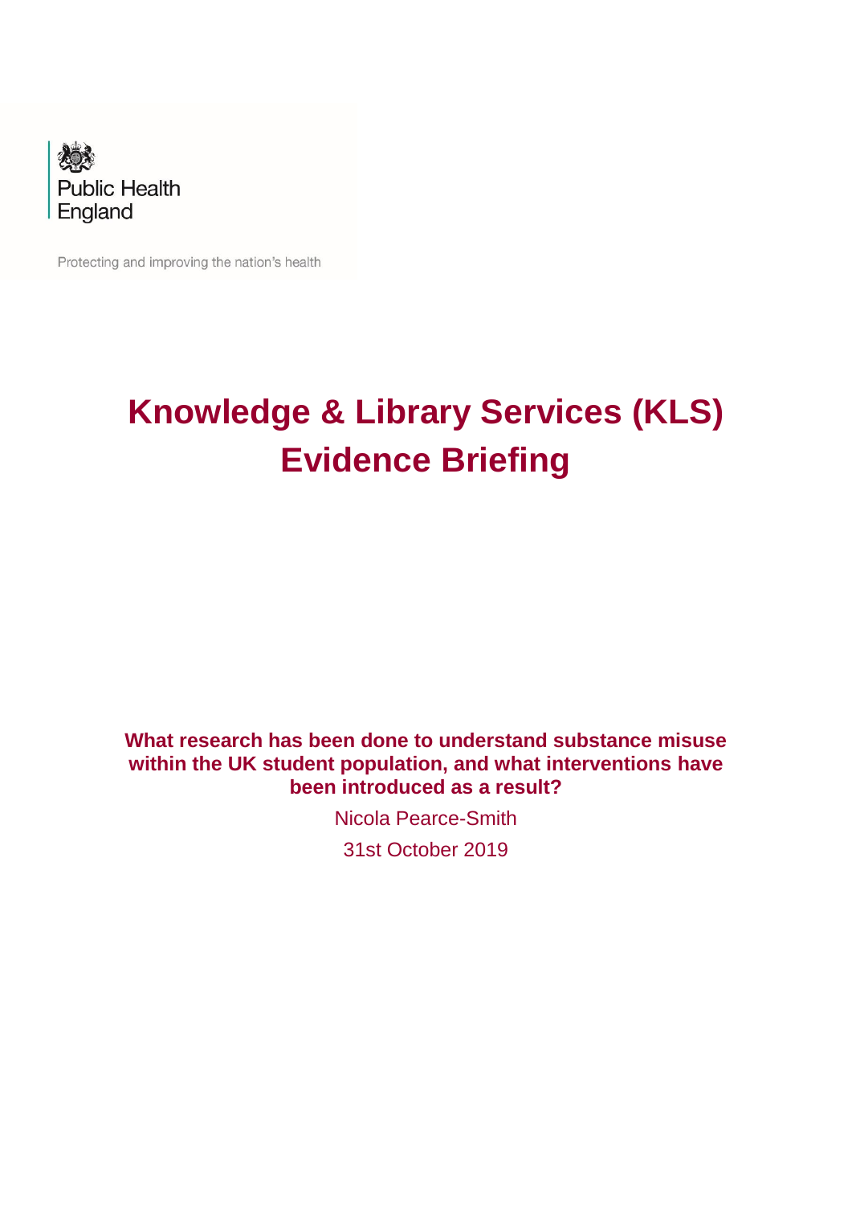Public Health England

Protecting and improving the nation's health

# Knowledge & Library Services (KLS) Evidence Briefing

**What research has been done to understand substance misuse within the UK student population, and what interventions have been introduced as a result?**

Nicola Pearce-Smith

31st October 2019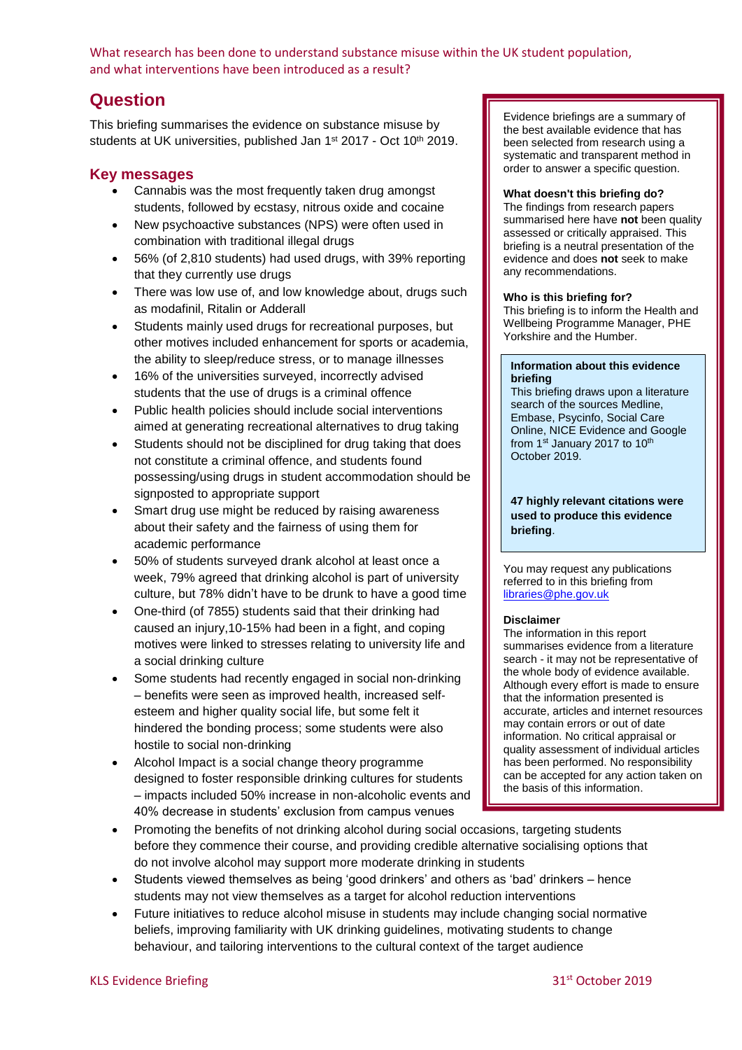What research has been done to understand substance misuse within the UK student population, and what interventions have been introduced as a result?

## Question

This briefing summarises the evidence on substance misuse by students at UK universities, published Jan 1st 2017 - Oct 10th 2019.

## Key messages

- Cannabis was the most frequently taken drug amongst students, followed by ecstasy, nitrous oxide and cocaine
- New psychoactive substances (NPS) were often used in combination with traditional illegal drugs
- 56% (of 2,810 students) had used drugs, with 39% reporting that they currently use drugs
- There was low use of, and low knowledge about, drugs such as modafinil, Ritalin or Adderall
- Students mainly used drugs for recreational purposes, but other motives included enhancement for sports or academia, the ability to sleep/reduce stress, or to manage illnesses
- 16% of the universities surveyed, incorrectly advised students that the use of drugs is a criminal offence
- Public health policies should include social interventions aimed at generating recreational alternatives to drug taking
- Students should not be disciplined for drug taking that does not constitute a criminal offence, and students found possessing/using drugs in student accommodation should be signposted to appropriate support
- Smart drug use might be reduced by raising awareness about their safety and the fairness of using them for academic performance
- 50% of students surveyed drank alcohol at least once a week, 79% agreed that drinking alcohol is part of university culture, but 78% didn't have to be drunk to have a good time
- One-third (of 7855) students said that their drinking had caused an injury,10-15% had been in a fight, and coping motives were linked to stresses relating to university life and a social drinking culture
- Some students had recently engaged in social non-drinking – benefits were seen as improved health, increased self-esteem and higher quality social life, but some felt it hindered the bonding process; some students were also hostile to social non-drinking
- Alcohol Impact is a social change theory programme designed to foster responsible drinking cultures for students – impacts included 50% increase in non-alcoholic events and 40% decrease in students' exclusion from campus venues
- Promoting the benefits of not drinking alcohol during social occasions, targeting students before they commence their course, and providing credible alternative socialising options that do not involve alcohol may support more moderate drinking in students
- Students viewed themselves as being 'good drinkers' and others as 'bad' drinkers – hence students may not view themselves as a target for alcohol reduction interventions
- Future initiatives to reduce alcohol misuse in students may include changing social normative beliefs, improving familiarity with UK drinking guidelines, motivating students to change behaviour, and tailoring interventions to the cultural context of the target audience

Evidence briefings are a summary of the best available evidence that has been selected from research using a systematic and transparent method in order to answer a specific question.

**What doesn't this briefing do?**
The findings from research papers summarised here have **not** been quality assessed or critically appraised. This briefing is a neutral presentation of the evidence and does **not** seek to make any recommendations.

**Who is this briefing for?**
This briefing is to inform the Health and Wellbeing Programme Manager, PHE Yorkshire and the Humber.

**Information about this evidence briefing**
This briefing draws upon a literature search of the sources Medline, Embase, Psycinfo, Social Care Online, NICE Evidence and Google from 1st January 2017 to 10th October 2019.

**47 highly relevant citations were used to produce this evidence briefing**.

You may request any publications referred to in this briefing from libraries@phe.gov.uk

**Disclaimer**
The information in this report summarises evidence from a literature search - it may not be representative of the whole body of evidence available. Although every effort is made to ensure that the information presented is accurate, articles and internet resources may contain errors or out of date information. No critical appraisal or quality assessment of individual articles has been performed. No responsibility can be accepted for any action taken on the basis of this information.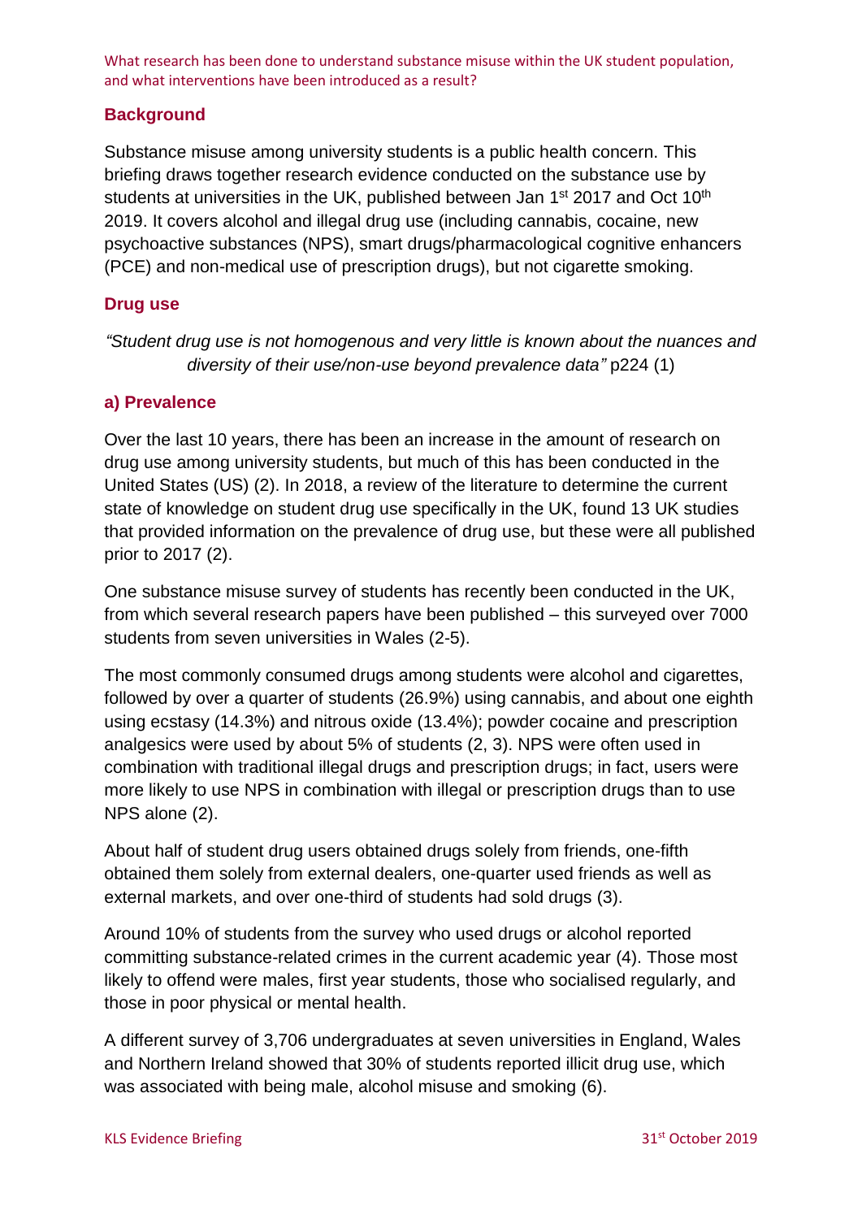What research has been done to understand substance misuse within the UK student population, and what interventions have been introduced as a result?

## Background

Substance misuse among university students is a public health concern. This briefing draws together research evidence conducted on the substance use by students at universities in the UK, published between Jan 1st 2017 and Oct 10th 2019. It covers alcohol and illegal drug use (including cannabis, cocaine, new psychoactive substances (NPS), smart drugs/pharmacological cognitive enhancers (PCE) and non-medical use of prescription drugs), but not cigarette smoking.

## Drug use

*"Student drug use is not homogenous and very little is known about the nuances and diversity of their use/non-use beyond prevalence data"* p224 (1)

### a) Prevalence

Over the last 10 years, there has been an increase in the amount of research on drug use among university students, but much of this has been conducted in the United States (US) (2). In 2018, a review of the literature to determine the current state of knowledge on student drug use specifically in the UK, found 13 UK studies that provided information on the prevalence of drug use, but these were all published prior to 2017 (2).

One substance misuse survey of students has recently been conducted in the UK, from which several research papers have been published – this surveyed over 7000 students from seven universities in Wales (2-5).

The most commonly consumed drugs among students were alcohol and cigarettes, followed by over a quarter of students (26.9%) using cannabis, and about one eighth using ecstasy (14.3%) and nitrous oxide (13.4%); powder cocaine and prescription analgesics were used by about 5% of students (2, 3). NPS were often used in combination with traditional illegal drugs and prescription drugs; in fact, users were more likely to use NPS in combination with illegal or prescription drugs than to use NPS alone (2).

About half of student drug users obtained drugs solely from friends, one-fifth obtained them solely from external dealers, one-quarter used friends as well as external markets, and over one-third of students had sold drugs (3).

Around 10% of students from the survey who used drugs or alcohol reported committing substance-related crimes in the current academic year (4). Those most likely to offend were males, first year students, those who socialised regularly, and those in poor physical or mental health.

A different survey of 3,706 undergraduates at seven universities in England, Wales and Northern Ireland showed that 30% of students reported illicit drug use, which was associated with being male, alcohol misuse and smoking (6).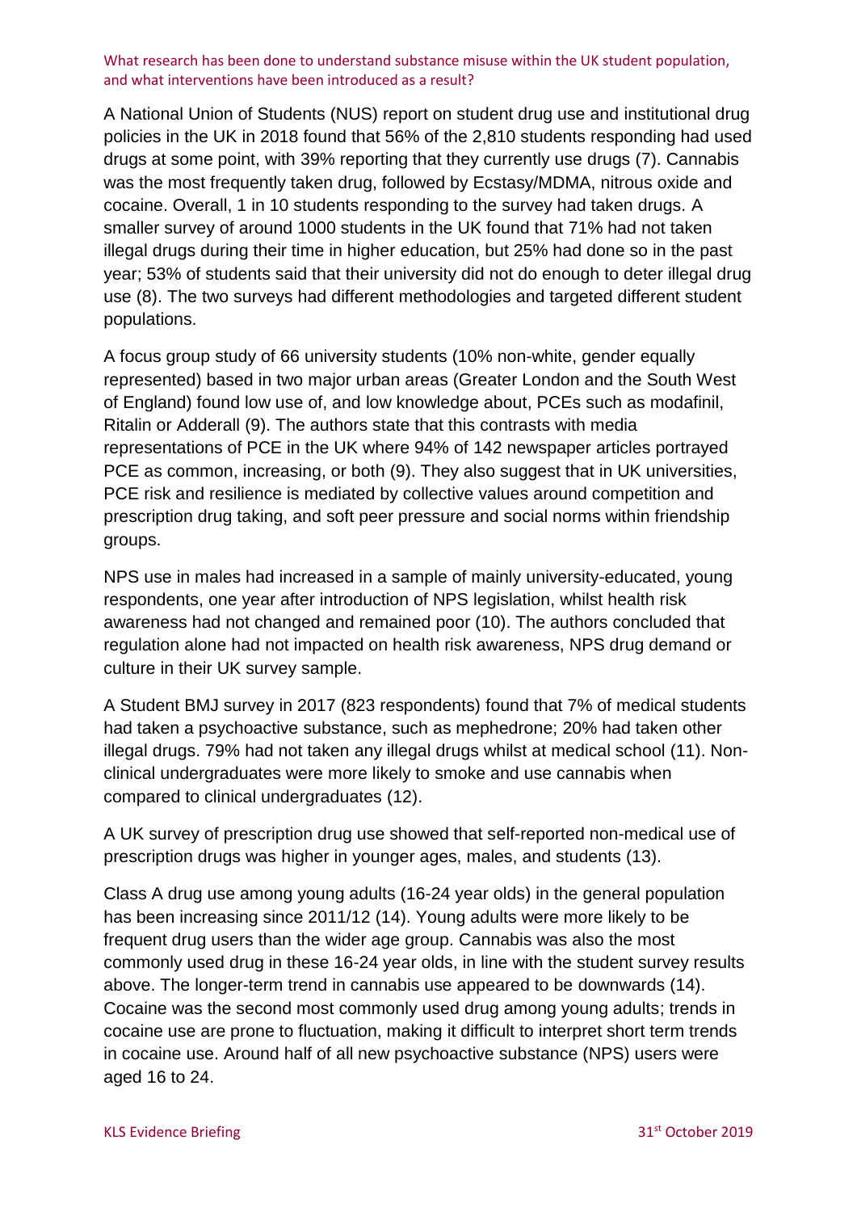## What research has been done to understand substance misuse within the UK student population, and what interventions have been introduced as a result?

A National Union of Students (NUS) report on student drug use and institutional drug policies in the UK in 2018 found that 56% of the 2,810 students responding had used drugs at some point, with 39% reporting that they currently use drugs (7). Cannabis was the most frequently taken drug, followed by Ecstasy/MDMA, nitrous oxide and cocaine. Overall, 1 in 10 students responding to the survey had taken drugs. A smaller survey of around 1000 students in the UK found that 71% had not taken illegal drugs during their time in higher education, but 25% had done so in the past year; 53% of students said that their university did not do enough to deter illegal drug use (8). The two surveys had different methodologies and targeted different student populations.

A focus group study of 66 university students (10% non-white, gender equally represented) based in two major urban areas (Greater London and the South West of England) found low use of, and low knowledge about, PCEs such as modafinil, Ritalin or Adderall (9). The authors state that this contrasts with media representations of PCE in the UK where 94% of 142 newspaper articles portrayed PCE as common, increasing, or both (9). They also suggest that in UK universities, PCE risk and resilience is mediated by collective values around competition and prescription drug taking, and soft peer pressure and social norms within friendship groups.

NPS use in males had increased in a sample of mainly university-educated, young respondents, one year after introduction of NPS legislation, whilst health risk awareness had not changed and remained poor (10). The authors concluded that regulation alone had not impacted on health risk awareness, NPS drug demand or culture in their UK survey sample.

A Student BMJ survey in 2017 (823 respondents) found that 7% of medical students had taken a psychoactive substance, such as mephedrone; 20% had taken other illegal drugs. 79% had not taken any illegal drugs whilst at medical school (11). Non-clinical undergraduates were more likely to smoke and use cannabis when compared to clinical undergraduates (12).

A UK survey of prescription drug use showed that self-reported non-medical use of prescription drugs was higher in younger ages, males, and students (13).

Class A drug use among young adults (16-24 year olds) in the general population has been increasing since 2011/12 (14). Young adults were more likely to be frequent drug users than the wider age group. Cannabis was also the most commonly used drug in these 16-24 year olds, in line with the student survey results above. The longer-term trend in cannabis use appeared to be downwards (14). Cocaine was the second most commonly used drug among young adults; trends in cocaine use are prone to fluctuation, making it difficult to interpret short term trends in cocaine use. Around half of all new psychoactive substance (NPS) users were aged 16 to 24.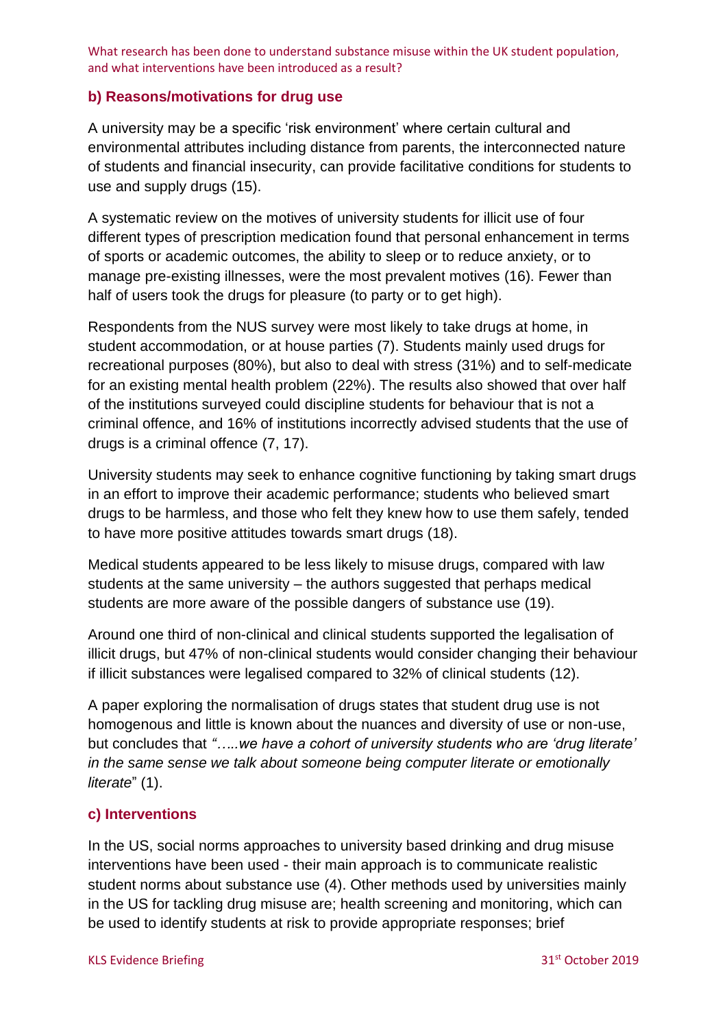### b) Reasons/motivations for drug use

A university may be a specific 'risk environment' where certain cultural and environmental attributes including distance from parents, the interconnected nature of students and financial insecurity, can provide facilitative conditions for students to use and supply drugs (15).

A systematic review on the motives of university students for illicit use of four different types of prescription medication found that personal enhancement in terms of sports or academic outcomes, the ability to sleep or to reduce anxiety, or to manage pre-existing illnesses, were the most prevalent motives (16). Fewer than half of users took the drugs for pleasure (to party or to get high).

Respondents from the NUS survey were most likely to take drugs at home, in student accommodation, or at house parties (7). Students mainly used drugs for recreational purposes (80%), but also to deal with stress (31%) and to self-medicate for an existing mental health problem (22%). The results also showed that over half of the institutions surveyed could discipline students for behaviour that is not a criminal offence, and 16% of institutions incorrectly advised students that the use of drugs is a criminal offence (7, 17).

University students may seek to enhance cognitive functioning by taking smart drugs in an effort to improve their academic performance; students who believed smart drugs to be harmless, and those who felt they knew how to use them safely, tended to have more positive attitudes towards smart drugs (18).

Medical students appeared to be less likely to misuse drugs, compared with law students at the same university – the authors suggested that perhaps medical students are more aware of the possible dangers of substance use (19).

Around one third of non-clinical and clinical students supported the legalisation of illicit drugs, but 47% of non-clinical students would consider changing their behaviour if illicit substances were legalised compared to 32% of clinical students (12).

A paper exploring the normalisation of drugs states that student drug use is not homogenous and little is known about the nuances and diversity of use or non-use, but concludes that *"…..we have a cohort of university students who are 'drug literate' in the same sense we talk about someone being computer literate or emotionally literate*" (1).

### c) Interventions

In the US, social norms approaches to university based drinking and drug misuse interventions have been used - their main approach is to communicate realistic student norms about substance use (4). Other methods used by universities mainly in the US for tackling drug misuse are; health screening and monitoring, which can be used to identify students at risk to provide appropriate responses; brief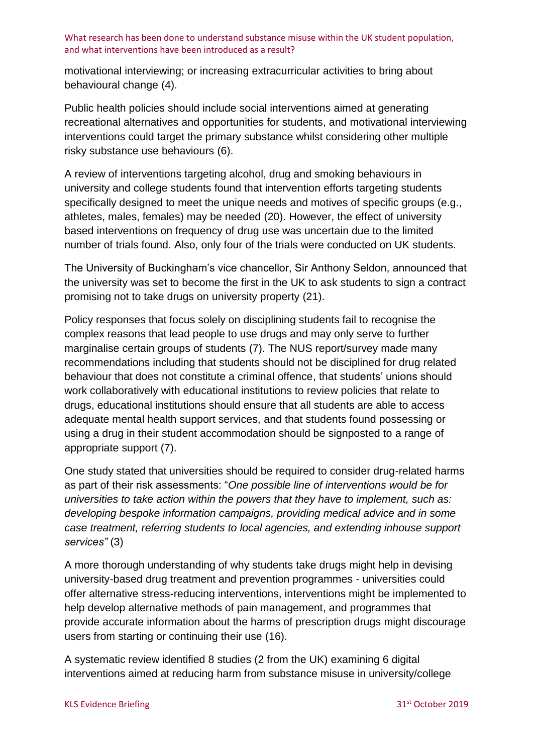motivational interviewing; or increasing extracurricular activities to bring about behavioural change (4).

Public health policies should include social interventions aimed at generating recreational alternatives and opportunities for students, and motivational interviewing interventions could target the primary substance whilst considering other multiple risky substance use behaviours (6).

A review of interventions targeting alcohol, drug and smoking behaviours in university and college students found that intervention efforts targeting students specifically designed to meet the unique needs and motives of specific groups (e.g., athletes, males, females) may be needed (20). However, the effect of university based interventions on frequency of drug use was uncertain due to the limited number of trials found. Also, only four of the trials were conducted on UK students.

The University of Buckingham's vice chancellor, Sir Anthony Seldon, announced that the university was set to become the first in the UK to ask students to sign a contract promising not to take drugs on university property (21).

Policy responses that focus solely on disciplining students fail to recognise the complex reasons that lead people to use drugs and may only serve to further marginalise certain groups of students (7). The NUS report/survey made many recommendations including that students should not be disciplined for drug related behaviour that does not constitute a criminal offence, that students' unions should work collaboratively with educational institutions to review policies that relate to drugs, educational institutions should ensure that all students are able to access adequate mental health support services, and that students found possessing or using a drug in their student accommodation should be signposted to a range of appropriate support (7).

One study stated that universities should be required to consider drug-related harms as part of their risk assessments: "*One possible line of interventions would be for universities to take action within the powers that they have to implement, such as: developing bespoke information campaigns, providing medical advice and in some case treatment, referring students to local agencies, and extending inhouse support services"* (3)

A more thorough understanding of why students take drugs might help in devising university-based drug treatment and prevention programmes - universities could offer alternative stress-reducing interventions, interventions might be implemented to help develop alternative methods of pain management, and programmes that provide accurate information about the harms of prescription drugs might discourage users from starting or continuing their use (16).

A systematic review identified 8 studies (2 from the UK) examining 6 digital interventions aimed at reducing harm from substance misuse in university/college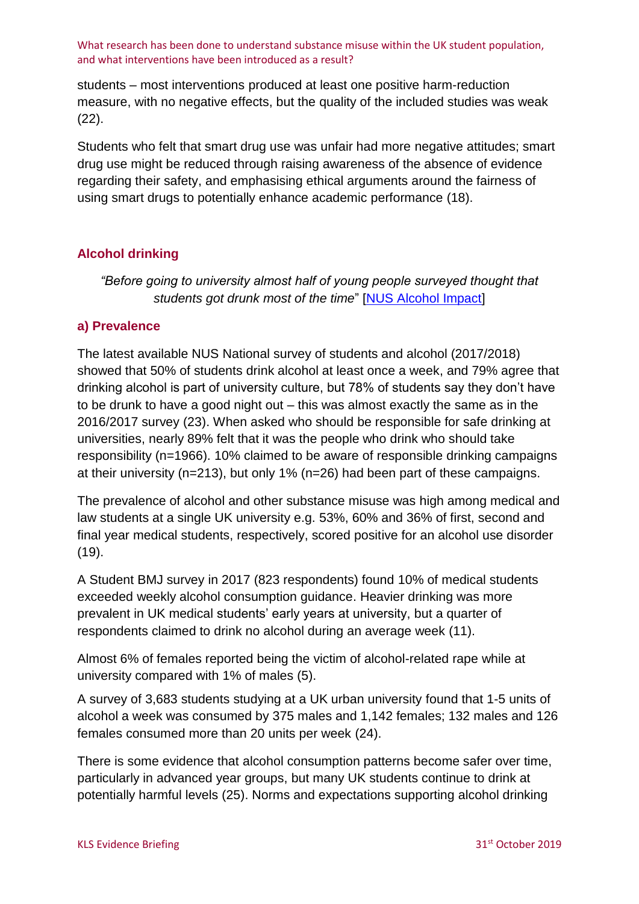students – most interventions produced at least one positive harm-reduction measure, with no negative effects, but the quality of the included studies was weak (22).

Students who felt that smart drug use was unfair had more negative attitudes; smart drug use might be reduced through raising awareness of the absence of evidence regarding their safety, and emphasising ethical arguments around the fairness of using smart drugs to potentially enhance academic performance (18).

## Alcohol drinking

*"Before going to university almost half of young people surveyed thought that students got drunk most of the time*" [NUS Alcohol Impact]

### a) Prevalence

The latest available NUS National survey of students and alcohol (2017/2018) showed that 50% of students drink alcohol at least once a week, and 79% agree that drinking alcohol is part of university culture, but 78% of students say they don't have to be drunk to have a good night out – this was almost exactly the same as in the 2016/2017 survey (23). When asked who should be responsible for safe drinking at universities, nearly 89% felt that it was the people who drink who should take responsibility (n=1966). 10% claimed to be aware of responsible drinking campaigns at their university (n=213), but only 1% (n=26) had been part of these campaigns.

The prevalence of alcohol and other substance misuse was high among medical and law students at a single UK university e.g. 53%, 60% and 36% of first, second and final year medical students, respectively, scored positive for an alcohol use disorder (19).

A Student BMJ survey in 2017 (823 respondents) found 10% of medical students exceeded weekly alcohol consumption guidance. Heavier drinking was more prevalent in UK medical students' early years at university, but a quarter of respondents claimed to drink no alcohol during an average week (11).

Almost 6% of females reported being the victim of alcohol-related rape while at university compared with 1% of males (5).

A survey of 3,683 students studying at a UK urban university found that 1-5 units of alcohol a week was consumed by 375 males and 1,142 females; 132 males and 126 females consumed more than 20 units per week (24).

There is some evidence that alcohol consumption patterns become safer over time, particularly in advanced year groups, but many UK students continue to drink at potentially harmful levels (25). Norms and expectations supporting alcohol drinking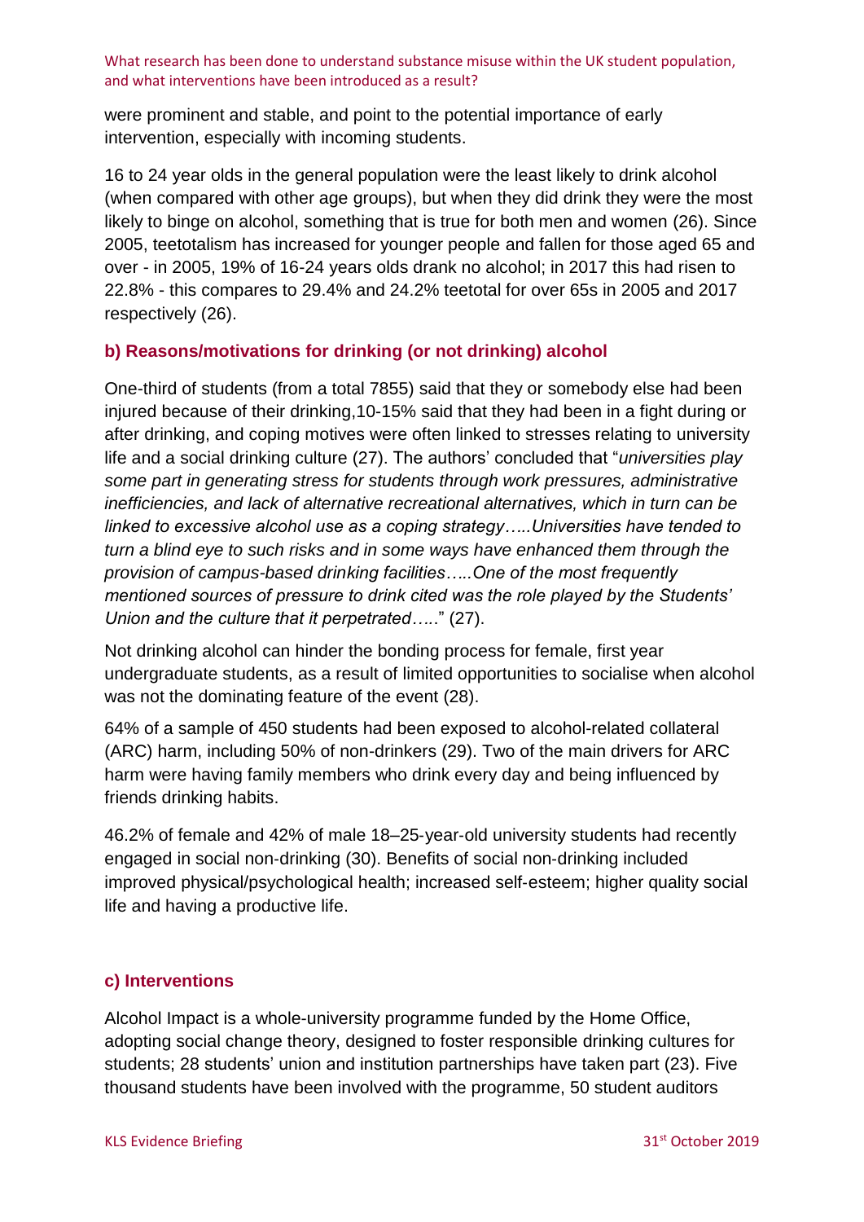were prominent and stable, and point to the potential importance of early intervention, especially with incoming students.

16 to 24 year olds in the general population were the least likely to drink alcohol (when compared with other age groups), but when they did drink they were the most likely to binge on alcohol, something that is true for both men and women (26). Since 2005, teetotalism has increased for younger people and fallen for those aged 65 and over - in 2005, 19% of 16-24 years olds drank no alcohol; in 2017 this had risen to 22.8% - this compares to 29.4% and 24.2% teetotal for over 65s in 2005 and 2017 respectively (26).

### b) Reasons/motivations for drinking (or not drinking) alcohol

One-third of students (from a total 7855) said that they or somebody else had been injured because of their drinking,10-15% said that they had been in a fight during or after drinking, and coping motives were often linked to stresses relating to university life and a social drinking culture (27). The authors' concluded that "*universities play some part in generating stress for students through work pressures, administrative inefficiencies, and lack of alternative recreational alternatives, which in turn can be linked to excessive alcohol use as a coping strategy…..Universities have tended to turn a blind eye to such risks and in some ways have enhanced them through the provision of campus-based drinking facilities…..One of the most frequently mentioned sources of pressure to drink cited was the role played by the Students' Union and the culture that it perpetrated…..*" (27).

Not drinking alcohol can hinder the bonding process for female, first year undergraduate students, as a result of limited opportunities to socialise when alcohol was not the dominating feature of the event (28).

64% of a sample of 450 students had been exposed to alcohol-related collateral (ARC) harm, including 50% of non-drinkers (29). Two of the main drivers for ARC harm were having family members who drink every day and being influenced by friends drinking habits.

46.2% of female and 42% of male 18–25-year-old university students had recently engaged in social non-drinking (30). Benefits of social non-drinking included improved physical/psychological health; increased self-esteem; higher quality social life and having a productive life.

### c) Interventions

Alcohol Impact is a whole-university programme funded by the Home Office, adopting social change theory, designed to foster responsible drinking cultures for students; 28 students' union and institution partnerships have taken part (23). Five thousand students have been involved with the programme, 50 student auditors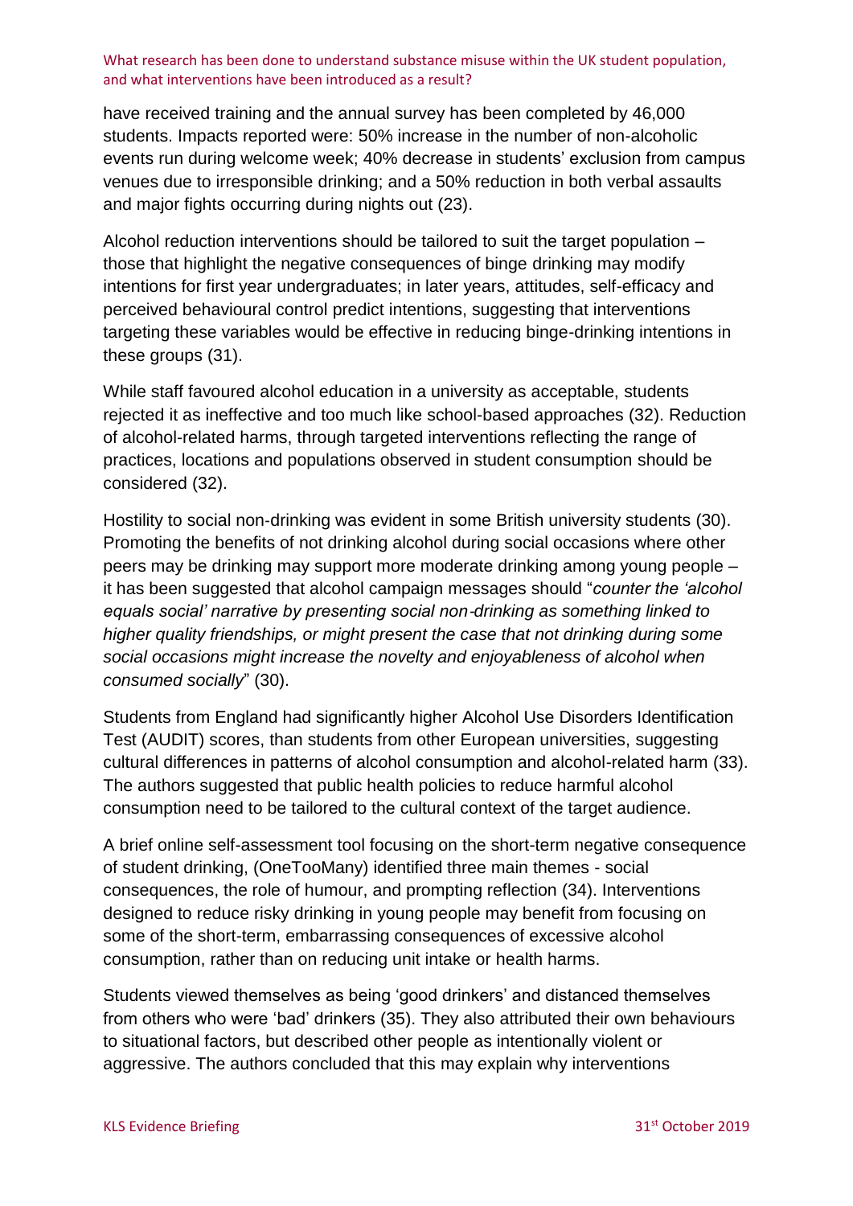have received training and the annual survey has been completed by 46,000 students. Impacts reported were: 50% increase in the number of non-alcoholic events run during welcome week; 40% decrease in students' exclusion from campus venues due to irresponsible drinking; and a 50% reduction in both verbal assaults and major fights occurring during nights out (23).

Alcohol reduction interventions should be tailored to suit the target population – those that highlight the negative consequences of binge drinking may modify intentions for first year undergraduates; in later years, attitudes, self-efficacy and perceived behavioural control predict intentions, suggesting that interventions targeting these variables would be effective in reducing binge-drinking intentions in these groups (31).

While staff favoured alcohol education in a university as acceptable, students rejected it as ineffective and too much like school-based approaches (32). Reduction of alcohol-related harms, through targeted interventions reflecting the range of practices, locations and populations observed in student consumption should be considered (32).

Hostility to social non-drinking was evident in some British university students (30). Promoting the benefits of not drinking alcohol during social occasions where other peers may be drinking may support more moderate drinking among young people – it has been suggested that alcohol campaign messages should "*counter the 'alcohol equals social' narrative by presenting social non-drinking as something linked to higher quality friendships, or might present the case that not drinking during some social occasions might increase the novelty and enjoyableness of alcohol when consumed socially*" (30).

Students from England had significantly higher Alcohol Use Disorders Identification Test (AUDIT) scores, than students from other European universities, suggesting cultural differences in patterns of alcohol consumption and alcohol-related harm (33). The authors suggested that public health policies to reduce harmful alcohol consumption need to be tailored to the cultural context of the target audience.

A brief online self-assessment tool focusing on the short-term negative consequence of student drinking, (OneTooMany) identified three main themes - social consequences, the role of humour, and prompting reflection (34). Interventions designed to reduce risky drinking in young people may benefit from focusing on some of the short-term, embarrassing consequences of excessive alcohol consumption, rather than on reducing unit intake or health harms.

Students viewed themselves as being 'good drinkers' and distanced themselves from others who were 'bad' drinkers (35). They also attributed their own behaviours to situational factors, but described other people as intentionally violent or aggressive. The authors concluded that this may explain why interventions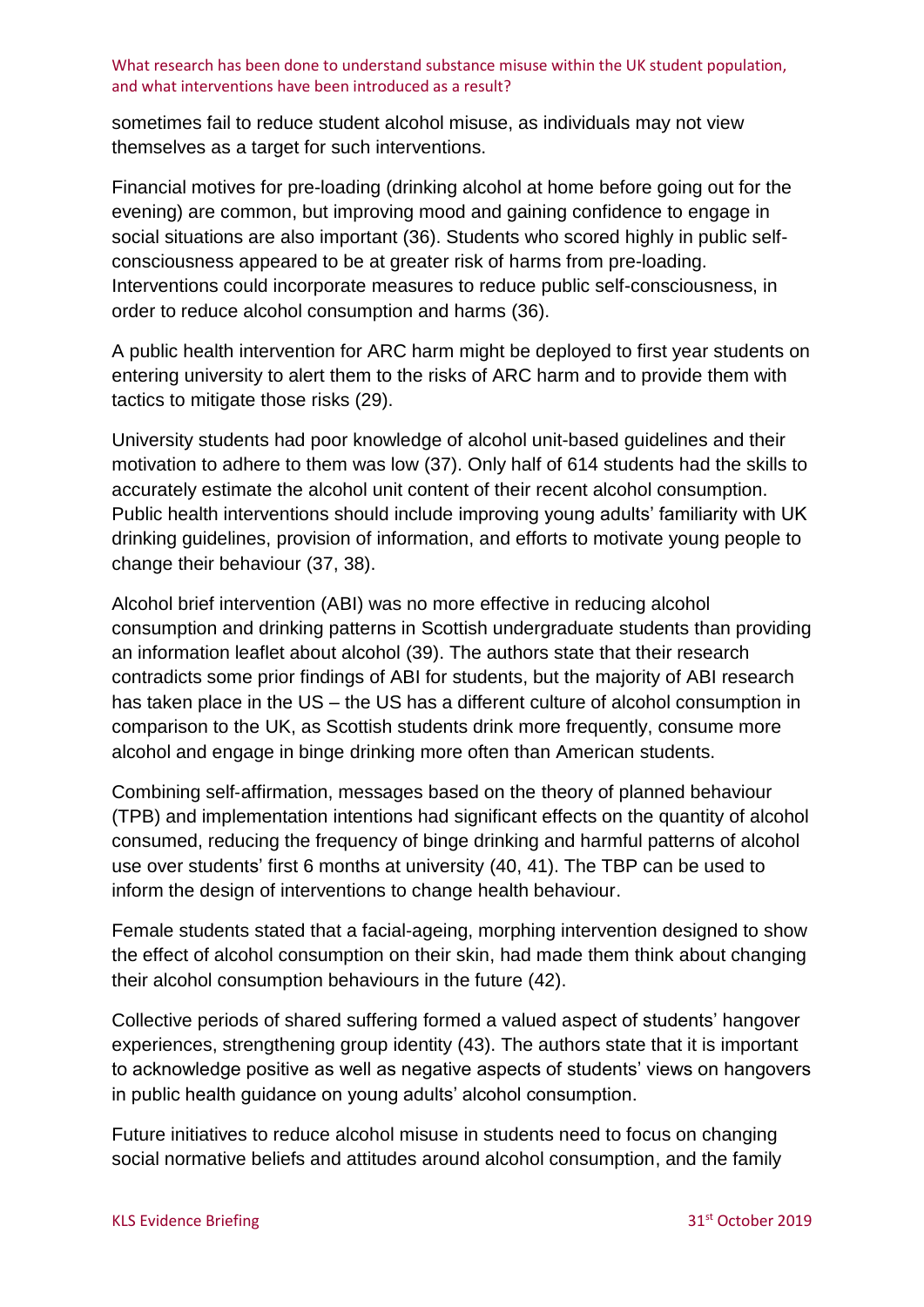sometimes fail to reduce student alcohol misuse, as individuals may not view themselves as a target for such interventions.

Financial motives for pre-loading (drinking alcohol at home before going out for the evening) are common, but improving mood and gaining confidence to engage in social situations are also important (36). Students who scored highly in public self-consciousness appeared to be at greater risk of harms from pre-loading. Interventions could incorporate measures to reduce public self-consciousness, in order to reduce alcohol consumption and harms (36).

A public health intervention for ARC harm might be deployed to first year students on entering university to alert them to the risks of ARC harm and to provide them with tactics to mitigate those risks (29).

University students had poor knowledge of alcohol unit-based guidelines and their motivation to adhere to them was low (37). Only half of 614 students had the skills to accurately estimate the alcohol unit content of their recent alcohol consumption. Public health interventions should include improving young adults' familiarity with UK drinking guidelines, provision of information, and efforts to motivate young people to change their behaviour (37, 38).

Alcohol brief intervention (ABI) was no more effective in reducing alcohol consumption and drinking patterns in Scottish undergraduate students than providing an information leaflet about alcohol (39). The authors state that their research contradicts some prior findings of ABI for students, but the majority of ABI research has taken place in the US – the US has a different culture of alcohol consumption in comparison to the UK, as Scottish students drink more frequently, consume more alcohol and engage in binge drinking more often than American students.

Combining self-affirmation, messages based on the theory of planned behaviour (TPB) and implementation intentions had significant effects on the quantity of alcohol consumed, reducing the frequency of binge drinking and harmful patterns of alcohol use over students' first 6 months at university (40, 41). The TBP can be used to inform the design of interventions to change health behaviour.

Female students stated that a facial-ageing, morphing intervention designed to show the effect of alcohol consumption on their skin, had made them think about changing their alcohol consumption behaviours in the future (42).

Collective periods of shared suffering formed a valued aspect of students' hangover experiences, strengthening group identity (43). The authors state that it is important to acknowledge positive as well as negative aspects of students' views on hangovers in public health guidance on young adults' alcohol consumption.

Future initiatives to reduce alcohol misuse in students need to focus on changing social normative beliefs and attitudes around alcohol consumption, and the family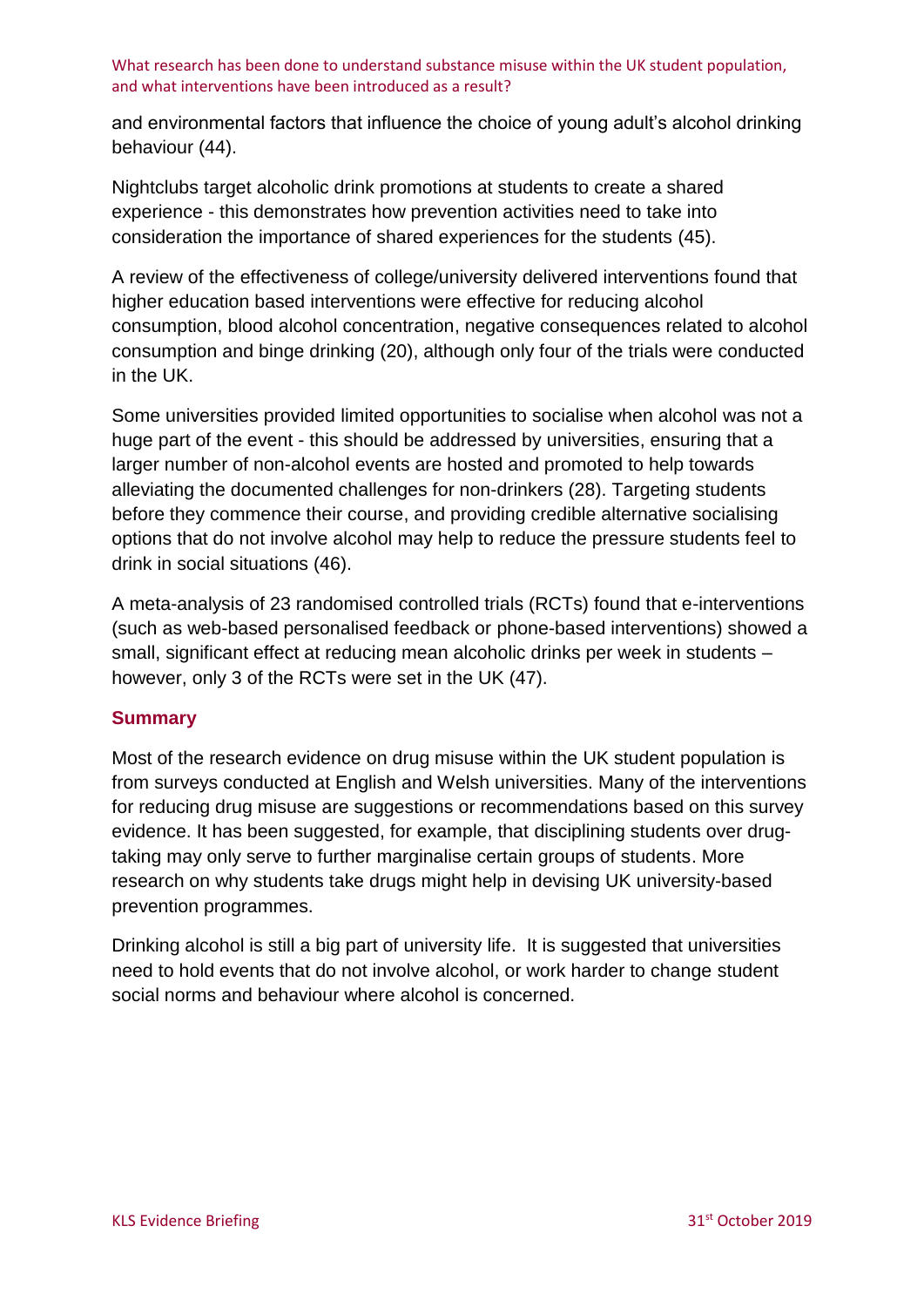and environmental factors that influence the choice of young adult's alcohol drinking behaviour (44).

Nightclubs target alcoholic drink promotions at students to create a shared experience - this demonstrates how prevention activities need to take into consideration the importance of shared experiences for the students (45).

A review of the effectiveness of college/university delivered interventions found that higher education based interventions were effective for reducing alcohol consumption, blood alcohol concentration, negative consequences related to alcohol consumption and binge drinking (20), although only four of the trials were conducted in the UK.

Some universities provided limited opportunities to socialise when alcohol was not a huge part of the event - this should be addressed by universities, ensuring that a larger number of non-alcohol events are hosted and promoted to help towards alleviating the documented challenges for non-drinkers (28). Targeting students before they commence their course, and providing credible alternative socialising options that do not involve alcohol may help to reduce the pressure students feel to drink in social situations (46).

A meta-analysis of 23 randomised controlled trials (RCTs) found that e-interventions (such as web-based personalised feedback or phone-based interventions) showed a small, significant effect at reducing mean alcoholic drinks per week in students – however, only 3 of the RCTs were set in the UK (47).

## Summary

Most of the research evidence on drug misuse within the UK student population is from surveys conducted at English and Welsh universities. Many of the interventions for reducing drug misuse are suggestions or recommendations based on this survey evidence. It has been suggested, for example, that disciplining students over drug-taking may only serve to further marginalise certain groups of students. More research on why students take drugs might help in devising UK university-based prevention programmes.

Drinking alcohol is still a big part of university life. It is suggested that universities need to hold events that do not involve alcohol, or work harder to change student social norms and behaviour where alcohol is concerned.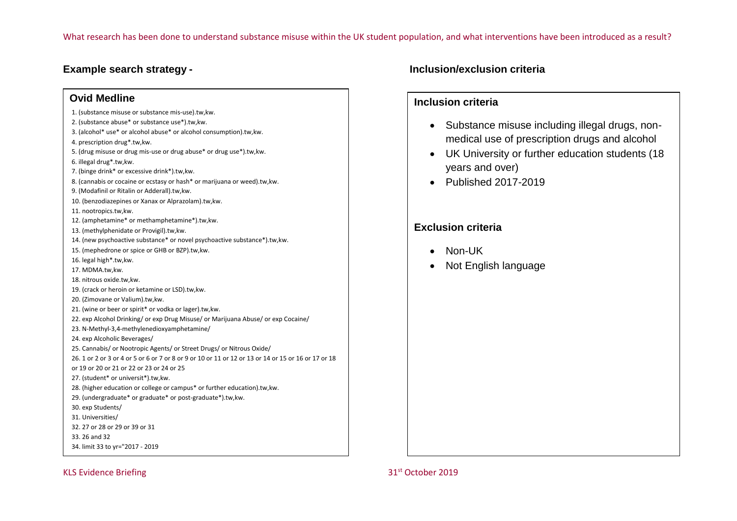What research has been done to understand substance misuse within the UK student population, and what interventions have been introduced as a result?

## Example search strategy -

### Ovid Medline

1. (substance misuse or substance mis-use).tw,kw.
2. (substance abuse* or substance use*).tw,kw.
3. (alcohol* use* or alcohol abuse* or alcohol consumption).tw,kw.
4. prescription drug*.tw,kw.
5. (drug misuse or drug mis-use or drug abuse* or drug use*).tw,kw.
6. illegal drug*.tw,kw.
7. (binge drink* or excessive drink*).tw,kw.
8. (cannabis or cocaine or ecstasy or hash* or marijuana or weed).tw,kw.
9. (Modafinil or Ritalin or Adderall).tw,kw.
10. (benzodiazepines or Xanax or Alprazolam).tw,kw.
11. nootropics.tw,kw.
12. (amphetamine* or methamphetamine*).tw,kw.
13. (methylphenidate or Provigil).tw,kw.
14. (new psychoactive substance* or novel psychoactive substance*).tw,kw.
15. (mephedrone or spice or GHB or BZP).tw,kw.
16. legal high*.tw,kw.
17. MDMA.tw,kw.
18. nitrous oxide.tw,kw.
19. (crack or heroin or ketamine or LSD).tw,kw.
20. (Zimovane or Valium).tw,kw.
21. (wine or beer or spirit* or vodka or lager).tw,kw.
22. exp Alcohol Drinking/ or exp Drug Misuse/ or Marijuana Abuse/ or exp Cocaine/
23. N-Methyl-3,4-methylenedioxyamphetamine/
24. exp Alcoholic Beverages/
25. Cannabis/ or Nootropic Agents/ or Street Drugs/ or Nitrous Oxide/
26. 1 or 2 or 3 or 4 or 5 or 6 or 7 or 8 or 9 or 10 or 11 or 12 or 13 or 14 or 15 or 16 or 17 or 18 or 19 or 20 or 21 or 22 or 23 or 24 or 25
27. (student* or universit*).tw,kw.
28. (higher education or college or campus* or further education).tw,kw.
29. (undergraduate* or graduate* or post-graduate*).tw,kw.
30. exp Students/
31. Universities/
32. 27 or 28 or 29 or 39 or 31
33. 26 and 32
34. limit 33 to yr="2017 - 2019

## Inclusion/exclusion criteria

### Inclusion criteria

- Substance misuse including illegal drugs, non-medical use of prescription drugs and alcohol
- UK University or further education students (18 years and over)
- Published 2017-2019

### Exclusion criteria

- Non-UK
- Not English language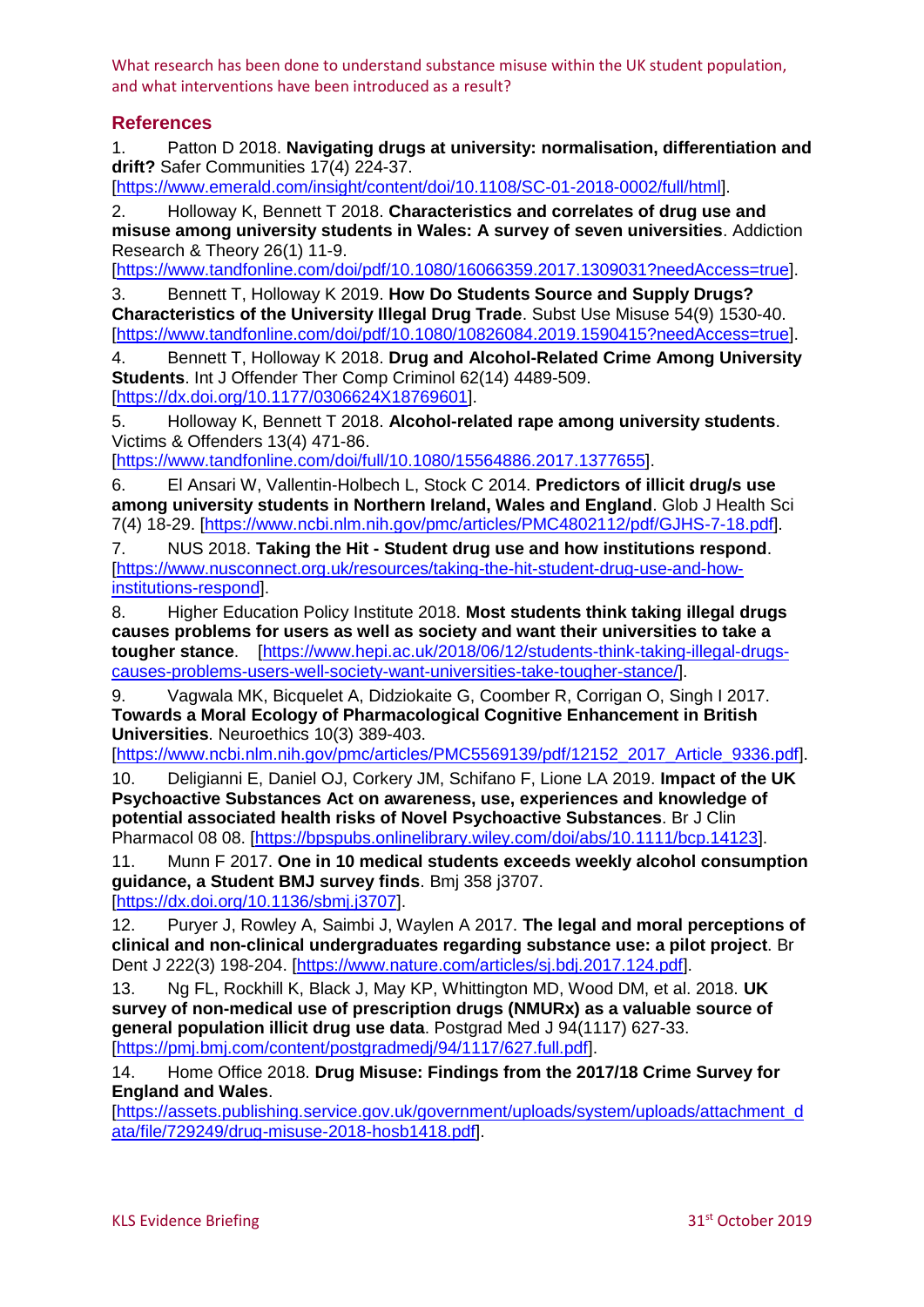## References

1. Patton D 2018. **Navigating drugs at university: normalisation, differentiation and drift?** Safer Communities 17(4) 224-37. [https://www.emerald.com/insight/content/doi/10.1108/SC-01-2018-0002/full/html].

2. Holloway K, Bennett T 2018. **Characteristics and correlates of drug use and misuse among university students in Wales: A survey of seven universities**. Addiction Research & Theory 26(1) 11-9. [https://www.tandfonline.com/doi/pdf/10.1080/16066359.2017.1309031?needAccess=true].

3. Bennett T, Holloway K 2019. **How Do Students Source and Supply Drugs? Characteristics of the University Illegal Drug Trade**. Subst Use Misuse 54(9) 1530-40. [https://www.tandfonline.com/doi/pdf/10.1080/10826084.2019.1590415?needAccess=true].

4. Bennett T, Holloway K 2018. **Drug and Alcohol-Related Crime Among University Students**. Int J Offender Ther Comp Criminol 62(14) 4489-509. [https://dx.doi.org/10.1177/0306624X18769601].

5. Holloway K, Bennett T 2018. **Alcohol-related rape among university students**. Victims & Offenders 13(4) 471-86. [https://www.tandfonline.com/doi/full/10.1080/15564886.2017.1377655].

6. El Ansari W, Vallentin-Holbech L, Stock C 2014. **Predictors of illicit drug/s use among university students in Northern Ireland, Wales and England**. Glob J Health Sci 7(4) 18-29. [https://www.ncbi.nlm.nih.gov/pmc/articles/PMC4802112/pdf/GJHS-7-18.pdf].

7. NUS 2018. **Taking the Hit - Student drug use and how institutions respond**. [https://www.nusconnect.org.uk/resources/taking-the-hit-student-drug-use-and-how-institutions-respond].

8. Higher Education Policy Institute 2018. **Most students think taking illegal drugs causes problems for users as well as society and want their universities to take a tougher stance**. [https://www.hepi.ac.uk/2018/06/12/students-think-taking-illegal-drugs-causes-problems-users-well-society-want-universities-take-tougher-stance/].

9. Vagwala MK, Bicquelet A, Didziokaite G, Coomber R, Corrigan O, Singh I 2017. **Towards a Moral Ecology of Pharmacological Cognitive Enhancement in British Universities**. Neuroethics 10(3) 389-403. [https://www.ncbi.nlm.nih.gov/pmc/articles/PMC5569139/pdf/12152_2017_Article_9336.pdf].

10. Deligianni E, Daniel OJ, Corkery JM, Schifano F, Lione LA 2019. **Impact of the UK Psychoactive Substances Act on awareness, use, experiences and knowledge of potential associated health risks of Novel Psychoactive Substances**. Br J Clin Pharmacol 08 08. [https://bpspubs.onlinelibrary.wiley.com/doi/abs/10.1111/bcp.14123].

11. Munn F 2017. **One in 10 medical students exceeds weekly alcohol consumption guidance, a Student BMJ survey finds**. Bmj 358 j3707. [https://dx.doi.org/10.1136/sbmj.j3707].

12. Puryer J, Rowley A, Saimbi J, Waylen A 2017. **The legal and moral perceptions of clinical and non-clinical undergraduates regarding substance use: a pilot project**. Br Dent J 222(3) 198-204. [https://www.nature.com/articles/sj.bdj.2017.124.pdf].

13. Ng FL, Rockhill K, Black J, May KP, Whittington MD, Wood DM, et al. 2018. **UK survey of non-medical use of prescription drugs (NMURx) as a valuable source of general population illicit drug use data**. Postgrad Med J 94(1117) 627-33. [https://pmj.bmj.com/content/postgradmedj/94/1117/627.full.pdf].

14. Home Office 2018. **Drug Misuse: Findings from the 2017/18 Crime Survey for England and Wales**. [https://assets.publishing.service.gov.uk/government/uploads/system/uploads/attachment_data/file/729249/drug-misuse-2018-hosb1418.pdf].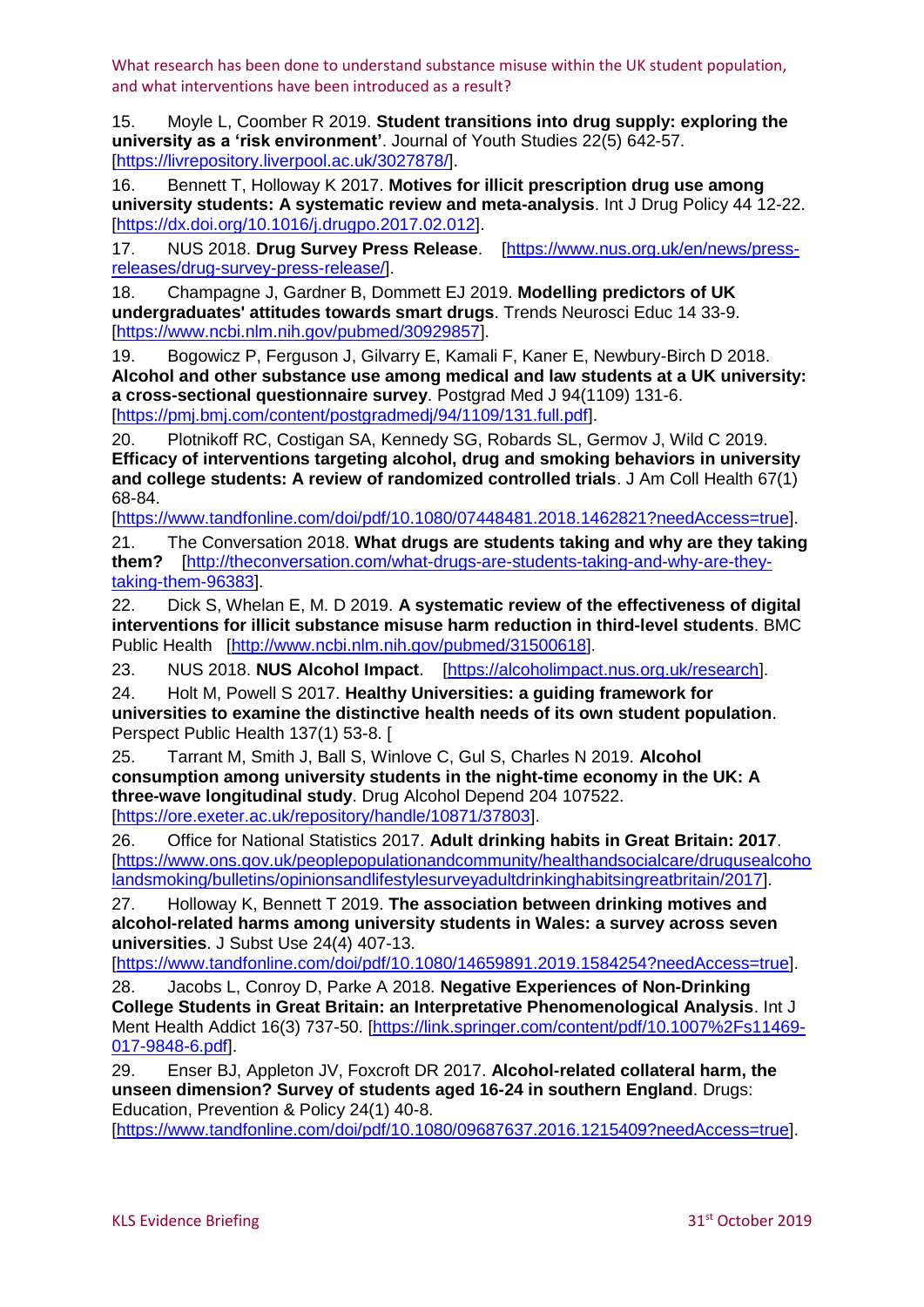15. Moyle L, Coomber R 2019. **Student transitions into drug supply: exploring the university as a 'risk environment'**. Journal of Youth Studies 22(5) 642-57. [https://livrepository.liverpool.ac.uk/3027878/].

16. Bennett T, Holloway K 2017. **Motives for illicit prescription drug use among university students: A systematic review and meta-analysis**. Int J Drug Policy 44 12-22. [https://dx.doi.org/10.1016/j.drugpo.2017.02.012].

17. NUS 2018. **Drug Survey Press Release**. [https://www.nus.org.uk/en/news/press-releases/drug-survey-press-release/].

18. Champagne J, Gardner B, Dommett EJ 2019. **Modelling predictors of UK undergraduates' attitudes towards smart drugs**. Trends Neurosci Educ 14 33-9. [https://www.ncbi.nlm.nih.gov/pubmed/30929857].

19. Bogowicz P, Ferguson J, Gilvarry E, Kamali F, Kaner E, Newbury-Birch D 2018. **Alcohol and other substance use among medical and law students at a UK university: a cross-sectional questionnaire survey**. Postgrad Med J 94(1109) 131-6. [https://pmj.bmj.com/content/postgradmedj/94/1109/131.full.pdf].

20. Plotnikoff RC, Costigan SA, Kennedy SG, Robards SL, Germov J, Wild C 2019. **Efficacy of interventions targeting alcohol, drug and smoking behaviors in university and college students: A review of randomized controlled trials**. J Am Coll Health 67(1) 68-84. [https://www.tandfonline.com/doi/pdf/10.1080/07448481.2018.1462821?needAccess=true].

21. The Conversation 2018. **What drugs are students taking and why are they taking them?** [http://theconversation.com/what-drugs-are-students-taking-and-why-are-they-taking-them-96383].

22. Dick S, Whelan E, M. D 2019. **A systematic review of the effectiveness of digital interventions for illicit substance misuse harm reduction in third-level students**. BMC Public Health [http://www.ncbi.nlm.nih.gov/pubmed/31500618].

23. NUS 2018. **NUS Alcohol Impact**. [https://alcoholimpact.nus.org.uk/research].

24. Holt M, Powell S 2017. **Healthy Universities: a guiding framework for universities to examine the distinctive health needs of its own student population**. Perspect Public Health 137(1) 53-8. [

25. Tarrant M, Smith J, Ball S, Winlove C, Gul S, Charles N 2019. **Alcohol consumption among university students in the night-time economy in the UK: A three-wave longitudinal study**. Drug Alcohol Depend 204 107522. [https://ore.exeter.ac.uk/repository/handle/10871/37803].

26. Office for National Statistics 2017. **Adult drinking habits in Great Britain: 2017**. [https://www.ons.gov.uk/peoplepopulationandcommunity/healthandsocialcare/drugusealcoholandsmoking/bulletins/opinionsandlifestylesurveyadultdrinkinghabitsingreatbritain/2017].

27. Holloway K, Bennett T 2019. **The association between drinking motives and alcohol-related harms among university students in Wales: a survey across seven universities**. J Subst Use 24(4) 407-13. [https://www.tandfonline.com/doi/pdf/10.1080/14659891.2019.1584254?needAccess=true].

28. Jacobs L, Conroy D, Parke A 2018. **Negative Experiences of Non-Drinking College Students in Great Britain: an Interpretative Phenomenological Analysis**. Int J Ment Health Addict 16(3) 737-50. [https://link.springer.com/content/pdf/10.1007%2Fs11469-017-9848-6.pdf].

29. Enser BJ, Appleton JV, Foxcroft DR 2017. **Alcohol-related collateral harm, the unseen dimension? Survey of students aged 16-24 in southern England**. Drugs: Education, Prevention & Policy 24(1) 40-8. [https://www.tandfonline.com/doi/pdf/10.1080/09687637.2016.1215409?needAccess=true].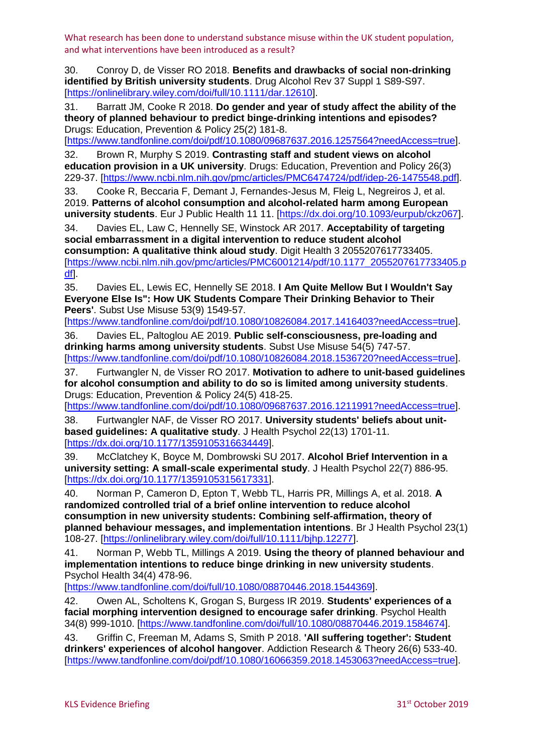30. Conroy D, de Visser RO 2018. **Benefits and drawbacks of social non-drinking identified by British university students**. Drug Alcohol Rev 37 Suppl 1 S89-S97. [https://onlinelibrary.wiley.com/doi/full/10.1111/dar.12610].

31. Barratt JM, Cooke R 2018. **Do gender and year of study affect the ability of the theory of planned behaviour to predict binge-drinking intentions and episodes?** Drugs: Education, Prevention & Policy 25(2) 181-8. [https://www.tandfonline.com/doi/pdf/10.1080/09687637.2016.1257564?needAccess=true].

32. Brown R, Murphy S 2019. **Contrasting staff and student views on alcohol education provision in a UK university**. Drugs: Education, Prevention and Policy 26(3) 229-37. [https://www.ncbi.nlm.nih.gov/pmc/articles/PMC6474724/pdf/idep-26-1475548.pdf].

33. Cooke R, Beccaria F, Demant J, Fernandes-Jesus M, Fleig L, Negreiros J, et al. 2019. **Patterns of alcohol consumption and alcohol-related harm among European university students**. Eur J Public Health 11 11. [https://dx.doi.org/10.1093/eurpub/ckz067].

34. Davies EL, Law C, Hennelly SE, Winstock AR 2017. **Acceptability of targeting social embarrassment in a digital intervention to reduce student alcohol consumption: A qualitative think aloud study**. Digit Health 3 2055207617733405. [https://www.ncbi.nlm.nih.gov/pmc/articles/PMC6001214/pdf/10.1177_2055207617733405.pdf].

35. Davies EL, Lewis EC, Hennelly SE 2018. **I Am Quite Mellow But I Wouldn't Say Everyone Else Is": How UK Students Compare Their Drinking Behavior to Their Peers'**. Subst Use Misuse 53(9) 1549-57. [https://www.tandfonline.com/doi/pdf/10.1080/10826084.2017.1416403?needAccess=true].

36. Davies EL, Paltoglou AE 2019. **Public self-consciousness, pre-loading and drinking harms among university students**. Subst Use Misuse 54(5) 747-57. [https://www.tandfonline.com/doi/pdf/10.1080/10826084.2018.1536720?needAccess=true].

37. Furtwangler N, de Visser RO 2017. **Motivation to adhere to unit-based guidelines for alcohol consumption and ability to do so is limited among university students**. Drugs: Education, Prevention & Policy 24(5) 418-25. [https://www.tandfonline.com/doi/pdf/10.1080/09687637.2016.1211991?needAccess=true].

38. Furtwangler NAF, de Visser RO 2017. **University students' beliefs about unit-based guidelines: A qualitative study**. J Health Psychol 22(13) 1701-11. [https://dx.doi.org/10.1177/1359105316634449].

39. McClatchey K, Boyce M, Dombrowski SU 2017. **Alcohol Brief Intervention in a university setting: A small-scale experimental study**. J Health Psychol 22(7) 886-95. [https://dx.doi.org/10.1177/1359105315617331].

40. Norman P, Cameron D, Epton T, Webb TL, Harris PR, Millings A, et al. 2018. **A randomized controlled trial of a brief online intervention to reduce alcohol consumption in new university students: Combining self-affirmation, theory of planned behaviour messages, and implementation intentions**. Br J Health Psychol 23(1) 108-27. [https://onlinelibrary.wiley.com/doi/full/10.1111/bjhp.12277].

41. Norman P, Webb TL, Millings A 2019. **Using the theory of planned behaviour and implementation intentions to reduce binge drinking in new university students**. Psychol Health 34(4) 478-96. [https://www.tandfonline.com/doi/full/10.1080/08870446.2018.1544369].

42. Owen AL, Scholtens K, Grogan S, Burgess IR 2019. **Students' experiences of a facial morphing intervention designed to encourage safer drinking**. Psychol Health 34(8) 999-1010. [https://www.tandfonline.com/doi/full/10.1080/08870446.2019.1584674].

43. Griffin C, Freeman M, Adams S, Smith P 2018. **'All suffering together': Student drinkers' experiences of alcohol hangover**. Addiction Research & Theory 26(6) 533-40. [https://www.tandfonline.com/doi/pdf/10.1080/16066359.2018.1453063?needAccess=true].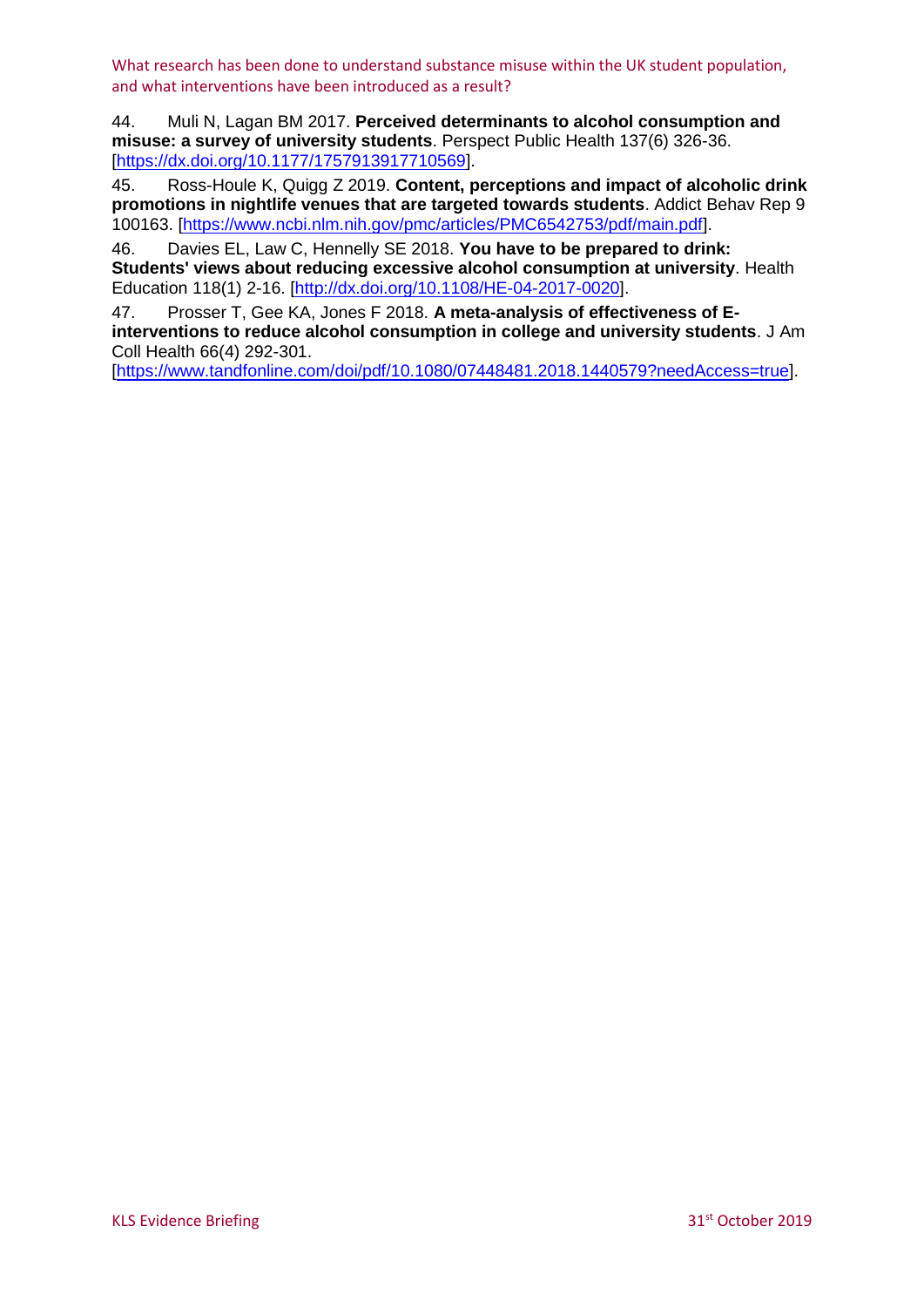44. Muli N, Lagan BM 2017. **Perceived determinants to alcohol consumption and misuse: a survey of university students**. Perspect Public Health 137(6) 326-36. [https://dx.doi.org/10.1177/1757913917710569].

45. Ross-Houle K, Quigg Z 2019. **Content, perceptions and impact of alcoholic drink promotions in nightlife venues that are targeted towards students**. Addict Behav Rep 9 100163. [https://www.ncbi.nlm.nih.gov/pmc/articles/PMC6542753/pdf/main.pdf].

46. Davies EL, Law C, Hennelly SE 2018. **You have to be prepared to drink: Students' views about reducing excessive alcohol consumption at university**. Health Education 118(1) 2-16. [http://dx.doi.org/10.1108/HE-04-2017-0020].

47. Prosser T, Gee KA, Jones F 2018. **A meta-analysis of effectiveness of E-interventions to reduce alcohol consumption in college and university students**. J Am Coll Health 66(4) 292-301. [https://www.tandfonline.com/doi/pdf/10.1080/07448481.2018.1440579?needAccess=true].